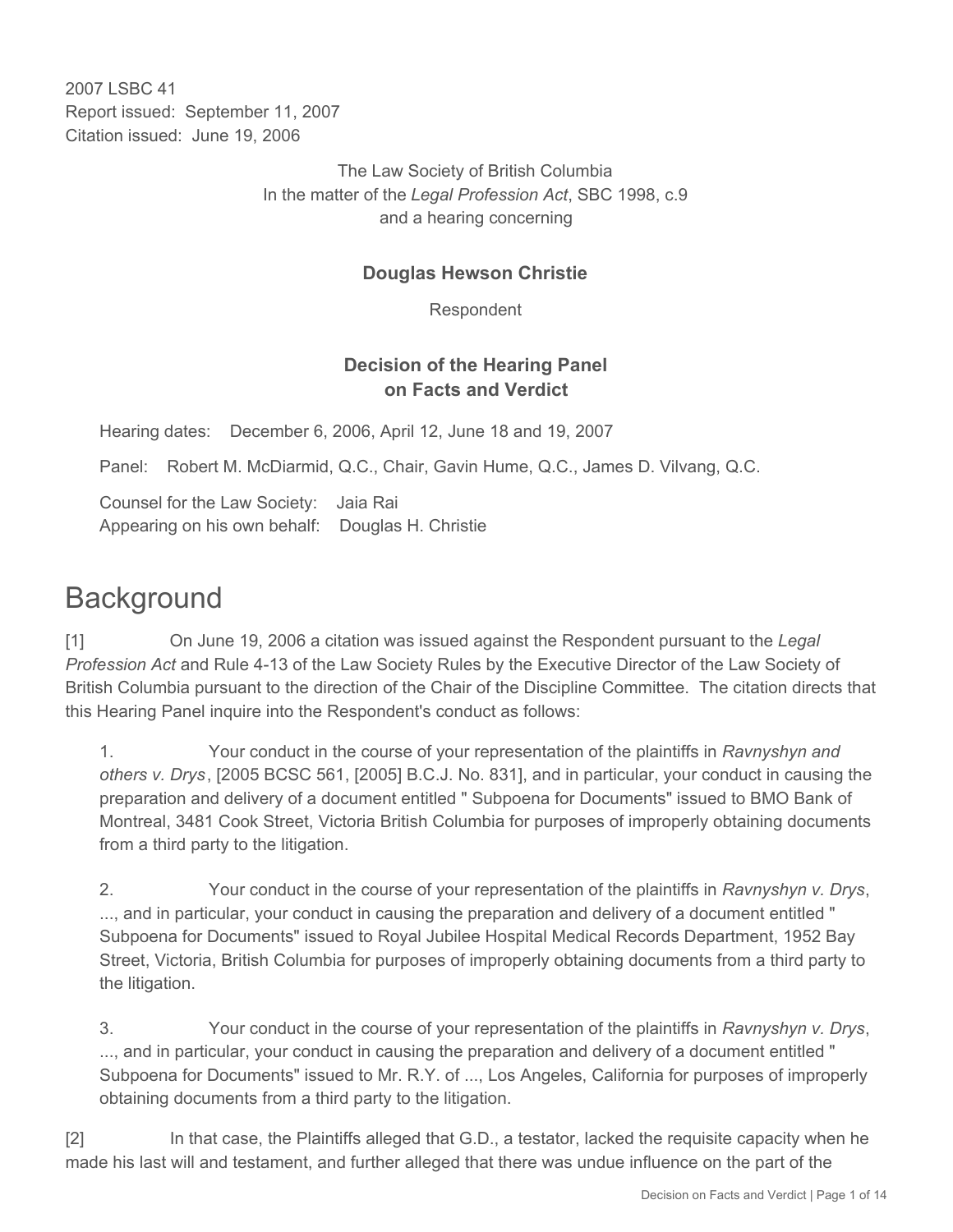2007 LSBC 41
Report issued: September 11, 2007
Citation issued: June 19, 2006

The Law Society of British Columbia
In the matter of the *Legal Profession Act*, SBC 1998, c.9
and a hearing concerning

**Douglas Hewson Christie**

Respondent

**Decision of the Hearing Panel on Facts and Verdict**

Hearing dates: December 6, 2006, April 12, June 18 and 19, 2007

Panel: Robert M. McDiarmid, Q.C., Chair, Gavin Hume, Q.C., James D. Vilvang, Q.C.

Counsel for the Law Society: Jaia Rai
Appearing on his own behalf: Douglas H. Christie

# Background

[1] On June 19, 2006 a citation was issued against the Respondent pursuant to the *Legal Profession Act* and Rule 4-13 of the Law Society Rules by the Executive Director of the Law Society of British Columbia pursuant to the direction of the Chair of the Discipline Committee. The citation directs that this Hearing Panel inquire into the Respondent's conduct as follows:

> 1. Your conduct in the course of your representation of the plaintiffs in *Ravnyshyn and others v. Drys*, [2005 BCSC 561, [2005] B.C.J. No. 831], and in particular, your conduct in causing the preparation and delivery of a document entitled " Subpoena for Documents" issued to BMO Bank of Montreal, 3481 Cook Street, Victoria British Columbia for purposes of improperly obtaining documents from a third party to the litigation.
>
> 2. Your conduct in the course of your representation of the plaintiffs in *Ravnyshyn v. Drys*, ..., and in particular, your conduct in causing the preparation and delivery of a document entitled " Subpoena for Documents" issued to Royal Jubilee Hospital Medical Records Department, 1952 Bay Street, Victoria, British Columbia for purposes of improperly obtaining documents from a third party to the litigation.
>
> 3. Your conduct in the course of your representation of the plaintiffs in *Ravnyshyn v. Drys*, ..., and in particular, your conduct in causing the preparation and delivery of a document entitled " Subpoena for Documents" issued to Mr. R.Y. of ..., Los Angeles, California for purposes of improperly obtaining documents from a third party to the litigation.

[2] In that case, the Plaintiffs alleged that G.D., a testator, lacked the requisite capacity when he made his last will and testament, and further alleged that there was undue influence on the part of the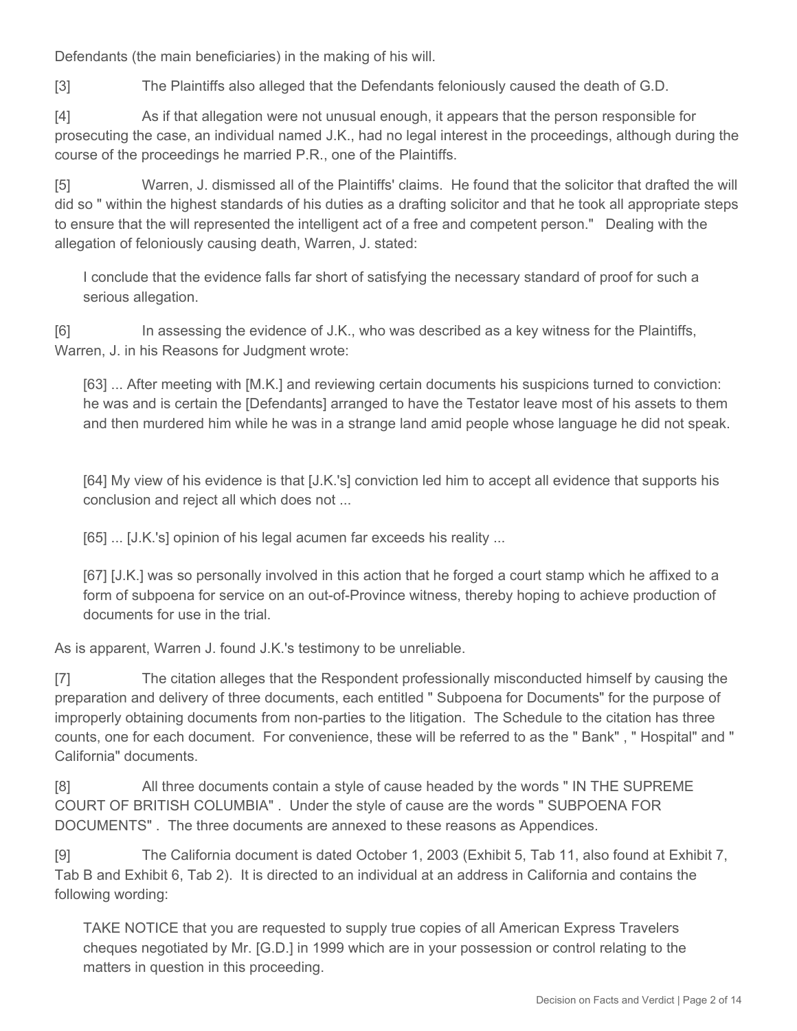Defendants (the main beneficiaries) in the making of his will.

[3] The Plaintiffs also alleged that the Defendants feloniously caused the death of G.D.

[4] As if that allegation were not unusual enough, it appears that the person responsible for prosecuting the case, an individual named J.K., had no legal interest in the proceedings, although during the course of the proceedings he married P.R., one of the Plaintiffs.

[5] Warren, J. dismissed all of the Plaintiffs' claims. He found that the solicitor that drafted the will did so " within the highest standards of his duties as a drafting solicitor and that he took all appropriate steps to ensure that the will represented the intelligent act of a free and competent person." Dealing with the allegation of feloniously causing death, Warren, J. stated:

> I conclude that the evidence falls far short of satisfying the necessary standard of proof for such a serious allegation.

[6] In assessing the evidence of J.K., who was described as a key witness for the Plaintiffs, Warren, J. in his Reasons for Judgment wrote:

> [63] ... After meeting with [M.K.] and reviewing certain documents his suspicions turned to conviction: he was and is certain the [Defendants] arranged to have the Testator leave most of his assets to them and then murdered him while he was in a strange land amid people whose language he did not speak.
>
> [64] My view of his evidence is that [J.K.'s] conviction led him to accept all evidence that supports his conclusion and reject all which does not ...
>
> [65] ... [J.K.'s] opinion of his legal acumen far exceeds his reality ...
>
> [67] [J.K.] was so personally involved in this action that he forged a court stamp which he affixed to a form of subpoena for service on an out-of-Province witness, thereby hoping to achieve production of documents for use in the trial.

As is apparent, Warren J. found J.K.'s testimony to be unreliable.

[7] The citation alleges that the Respondent professionally misconducted himself by causing the preparation and delivery of three documents, each entitled " Subpoena for Documents" for the purpose of improperly obtaining documents from non-parties to the litigation. The Schedule to the citation has three counts, one for each document. For convenience, these will be referred to as the " Bank" , " Hospital" and " California" documents.

[8] All three documents contain a style of cause headed by the words " IN THE SUPREME COURT OF BRITISH COLUMBIA" . Under the style of cause are the words " SUBPOENA FOR DOCUMENTS" . The three documents are annexed to these reasons as Appendices.

[9] The California document is dated October 1, 2003 (Exhibit 5, Tab 11, also found at Exhibit 7, Tab B and Exhibit 6, Tab 2). It is directed to an individual at an address in California and contains the following wording:

> TAKE NOTICE that you are requested to supply true copies of all American Express Travelers cheques negotiated by Mr. [G.D.] in 1999 which are in your possession or control relating to the matters in question in this proceeding.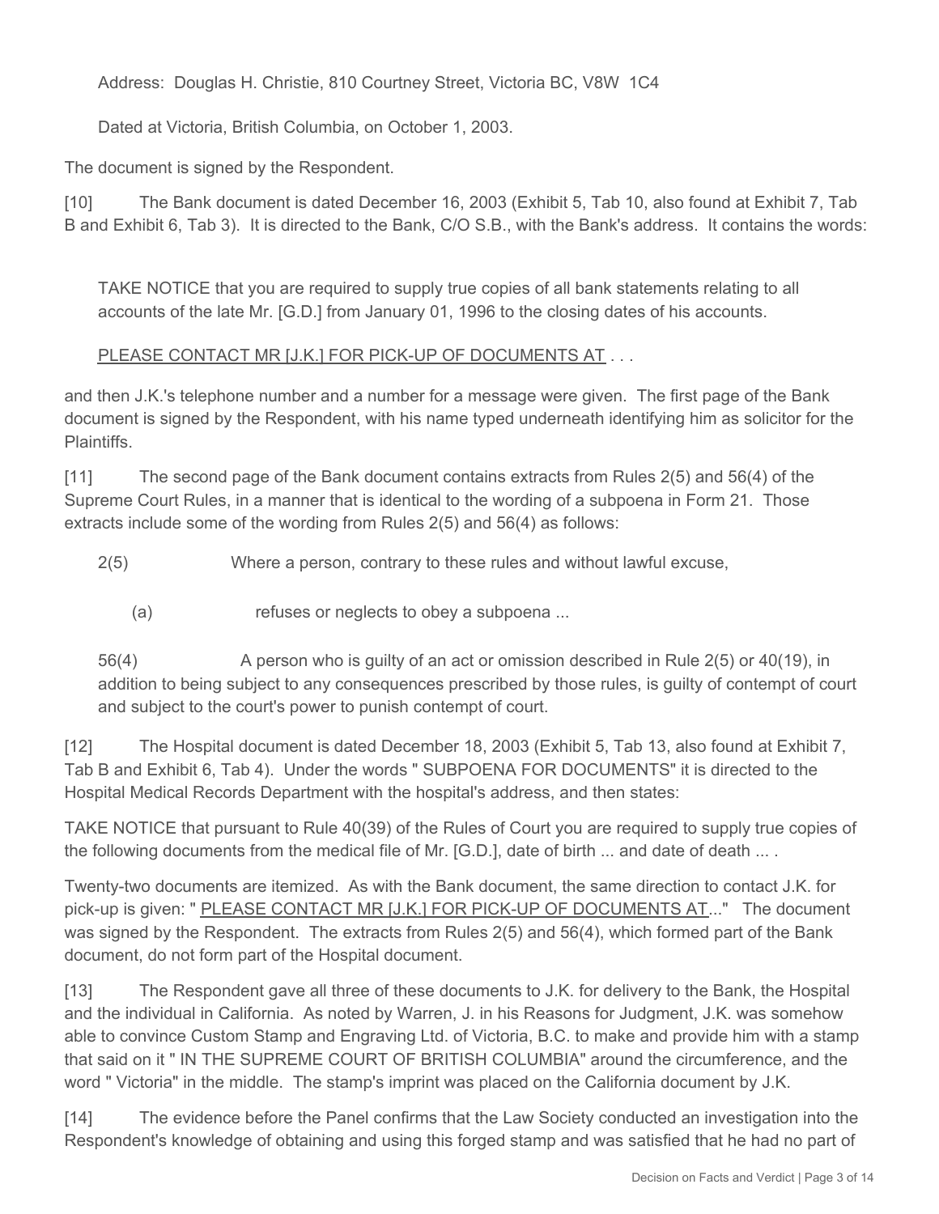Address: Douglas H. Christie, 810 Courtney Street, Victoria BC, V8W 1C4

Dated at Victoria, British Columbia, on October 1, 2003.

The document is signed by the Respondent.

[10] The Bank document is dated December 16, 2003 (Exhibit 5, Tab 10, also found at Exhibit 7, Tab B and Exhibit 6, Tab 3). It is directed to the Bank, C/O S.B., with the Bank's address. It contains the words:

> TAKE NOTICE that you are required to supply true copies of all bank statements relating to all accounts of the late Mr. [G.D.] from January 01, 1996 to the closing dates of his accounts.
>
> PLEASE CONTACT MR [J.K.] FOR PICK-UP OF DOCUMENTS AT . . .

and then J.K.'s telephone number and a number for a message were given. The first page of the Bank document is signed by the Respondent, with his name typed underneath identifying him as solicitor for the Plaintiffs.

[11] The second page of the Bank document contains extracts from Rules 2(5) and 56(4) of the Supreme Court Rules, in a manner that is identical to the wording of a subpoena in Form 21. Those extracts include some of the wording from Rules 2(5) and 56(4) as follows:

> 2(5) Where a person, contrary to these rules and without lawful excuse,
>
> (a) refuses or neglects to obey a subpoena ...
>
> 56(4) A person who is guilty of an act or omission described in Rule 2(5) or 40(19), in addition to being subject to any consequences prescribed by those rules, is guilty of contempt of court and subject to the court's power to punish contempt of court.

[12] The Hospital document is dated December 18, 2003 (Exhibit 5, Tab 13, also found at Exhibit 7, Tab B and Exhibit 6, Tab 4). Under the words " SUBPOENA FOR DOCUMENTS" it is directed to the Hospital Medical Records Department with the hospital's address, and then states:

TAKE NOTICE that pursuant to Rule 40(39) of the Rules of Court you are required to supply true copies of the following documents from the medical file of Mr. [G.D.], date of birth ... and date of death ... .

Twenty-two documents are itemized. As with the Bank document, the same direction to contact J.K. for pick-up is given: " PLEASE CONTACT MR [J.K.] FOR PICK-UP OF DOCUMENTS AT..." The document was signed by the Respondent. The extracts from Rules 2(5) and 56(4), which formed part of the Bank document, do not form part of the Hospital document.

[13] The Respondent gave all three of these documents to J.K. for delivery to the Bank, the Hospital and the individual in California. As noted by Warren, J. in his Reasons for Judgment, J.K. was somehow able to convince Custom Stamp and Engraving Ltd. of Victoria, B.C. to make and provide him with a stamp that said on it " IN THE SUPREME COURT OF BRITISH COLUMBIA" around the circumference, and the word " Victoria" in the middle. The stamp's imprint was placed on the California document by J.K.

[14] The evidence before the Panel confirms that the Law Society conducted an investigation into the Respondent's knowledge of obtaining and using this forged stamp and was satisfied that he had no part of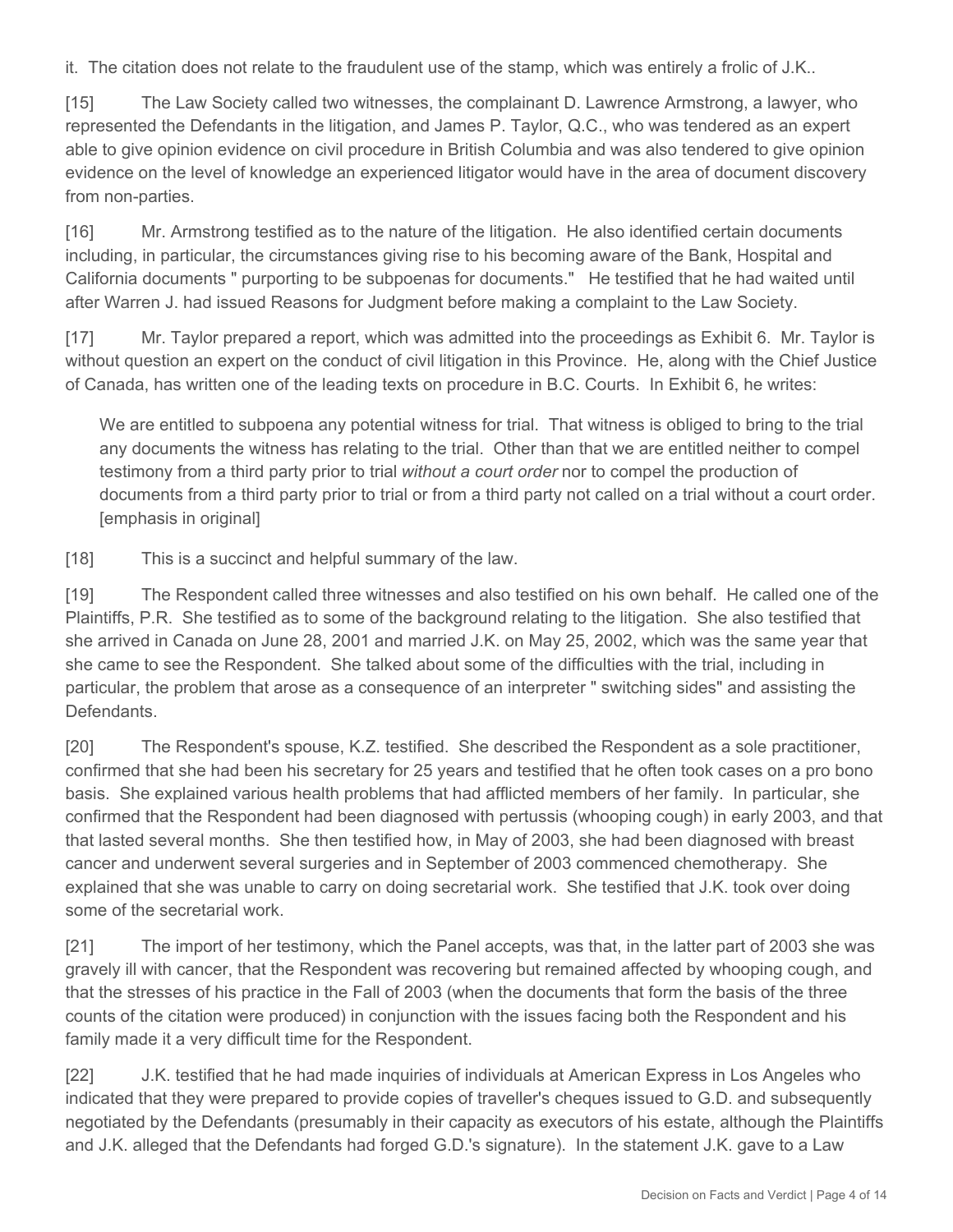it. The citation does not relate to the fraudulent use of the stamp, which was entirely a frolic of J.K..

[15] The Law Society called two witnesses, the complainant D. Lawrence Armstrong, a lawyer, who represented the Defendants in the litigation, and James P. Taylor, Q.C., who was tendered as an expert able to give opinion evidence on civil procedure in British Columbia and was also tendered to give opinion evidence on the level of knowledge an experienced litigator would have in the area of document discovery from non-parties.

[16] Mr. Armstrong testified as to the nature of the litigation. He also identified certain documents including, in particular, the circumstances giving rise to his becoming aware of the Bank, Hospital and California documents " purporting to be subpoenas for documents." He testified that he had waited until after Warren J. had issued Reasons for Judgment before making a complaint to the Law Society.

[17] Mr. Taylor prepared a report, which was admitted into the proceedings as Exhibit 6. Mr. Taylor is without question an expert on the conduct of civil litigation in this Province. He, along with the Chief Justice of Canada, has written one of the leading texts on procedure in B.C. Courts. In Exhibit 6, he writes:

> We are entitled to subpoena any potential witness for trial. That witness is obliged to bring to the trial any documents the witness has relating to the trial. Other than that we are entitled neither to compel testimony from a third party prior to trial *without a court order* nor to compel the production of documents from a third party prior to trial or from a third party not called on a trial without a court order. [emphasis in original]

[18] This is a succinct and helpful summary of the law.

[19] The Respondent called three witnesses and also testified on his own behalf. He called one of the Plaintiffs, P.R. She testified as to some of the background relating to the litigation. She also testified that she arrived in Canada on June 28, 2001 and married J.K. on May 25, 2002, which was the same year that she came to see the Respondent. She talked about some of the difficulties with the trial, including in particular, the problem that arose as a consequence of an interpreter " switching sides" and assisting the Defendants.

[20] The Respondent's spouse, K.Z. testified. She described the Respondent as a sole practitioner, confirmed that she had been his secretary for 25 years and testified that he often took cases on a pro bono basis. She explained various health problems that had afflicted members of her family. In particular, she confirmed that the Respondent had been diagnosed with pertussis (whooping cough) in early 2003, and that that lasted several months. She then testified how, in May of 2003, she had been diagnosed with breast cancer and underwent several surgeries and in September of 2003 commenced chemotherapy. She explained that she was unable to carry on doing secretarial work. She testified that J.K. took over doing some of the secretarial work.

[21] The import of her testimony, which the Panel accepts, was that, in the latter part of 2003 she was gravely ill with cancer, that the Respondent was recovering but remained affected by whooping cough, and that the stresses of his practice in the Fall of 2003 (when the documents that form the basis of the three counts of the citation were produced) in conjunction with the issues facing both the Respondent and his family made it a very difficult time for the Respondent.

[22] J.K. testified that he had made inquiries of individuals at American Express in Los Angeles who indicated that they were prepared to provide copies of traveller's cheques issued to G.D. and subsequently negotiated by the Defendants (presumably in their capacity as executors of his estate, although the Plaintiffs and J.K. alleged that the Defendants had forged G.D.'s signature). In the statement J.K. gave to a Law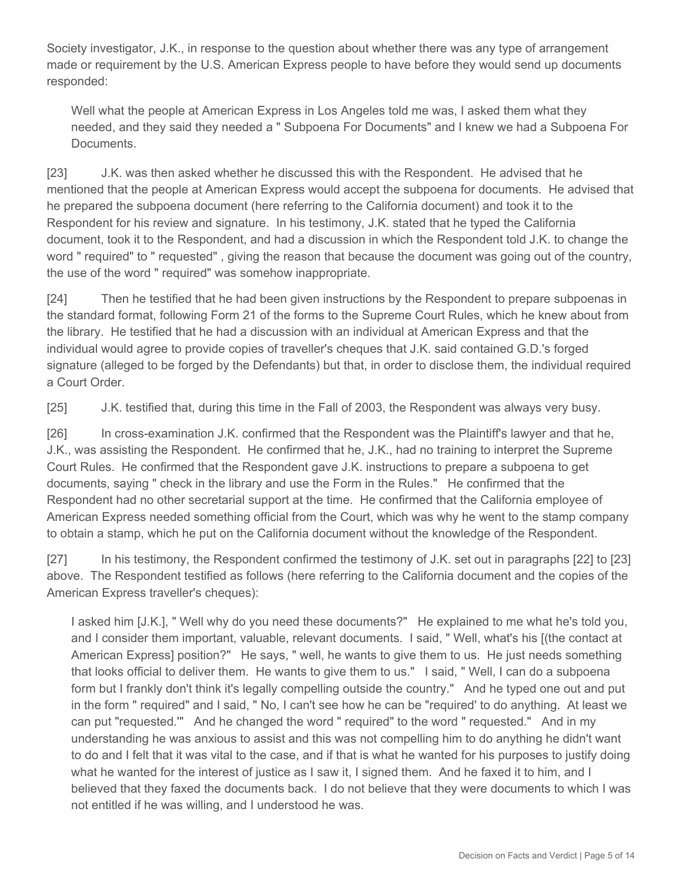Society investigator, J.K., in response to the question about whether there was any type of arrangement made or requirement by the U.S. American Express people to have before they would send up documents responded:

> Well what the people at American Express in Los Angeles told me was, I asked them what they needed, and they said they needed a " Subpoena For Documents" and I knew we had a Subpoena For Documents.

[23] J.K. was then asked whether he discussed this with the Respondent. He advised that he mentioned that the people at American Express would accept the subpoena for documents. He advised that he prepared the subpoena document (here referring to the California document) and took it to the Respondent for his review and signature. In his testimony, J.K. stated that he typed the California document, took it to the Respondent, and had a discussion in which the Respondent told J.K. to change the word " required" to " requested" , giving the reason that because the document was going out of the country, the use of the word " required" was somehow inappropriate.

[24] Then he testified that he had been given instructions by the Respondent to prepare subpoenas in the standard format, following Form 21 of the forms to the Supreme Court Rules, which he knew about from the library. He testified that he had a discussion with an individual at American Express and that the individual would agree to provide copies of traveller's cheques that J.K. said contained G.D.'s forged signature (alleged to be forged by the Defendants) but that, in order to disclose them, the individual required a Court Order.

[25] J.K. testified that, during this time in the Fall of 2003, the Respondent was always very busy.

[26] In cross-examination J.K. confirmed that the Respondent was the Plaintiff's lawyer and that he, J.K., was assisting the Respondent. He confirmed that he, J.K., had no training to interpret the Supreme Court Rules. He confirmed that the Respondent gave J.K. instructions to prepare a subpoena to get documents, saying " check in the library and use the Form in the Rules." He confirmed that the Respondent had no other secretarial support at the time. He confirmed that the California employee of American Express needed something official from the Court, which was why he went to the stamp company to obtain a stamp, which he put on the California document without the knowledge of the Respondent.

[27] In his testimony, the Respondent confirmed the testimony of J.K. set out in paragraphs [22] to [23] above. The Respondent testified as follows (here referring to the California document and the copies of the American Express traveller's cheques):

> I asked him [J.K.], " Well why do you need these documents?" He explained to me what he's told you, and I consider them important, valuable, relevant documents. I said, " Well, what's his [(the contact at American Express] position?" He says, " well, he wants to give them to us. He just needs something that looks official to deliver them. He wants to give them to us." I said, " Well, I can do a subpoena form but I frankly don't think it's legally compelling outside the country." And he typed one out and put in the form " required" and I said, " No, I can't see how he can be "required' to do anything. At least we can put "requested.'" And he changed the word " required" to the word " requested." And in my understanding he was anxious to assist and this was not compelling him to do anything he didn't want to do and I felt that it was vital to the case, and if that is what he wanted for his purposes to justify doing what he wanted for the interest of justice as I saw it, I signed them. And he faxed it to him, and I believed that they faxed the documents back. I do not believe that they were documents to which I was not entitled if he was willing, and I understood he was.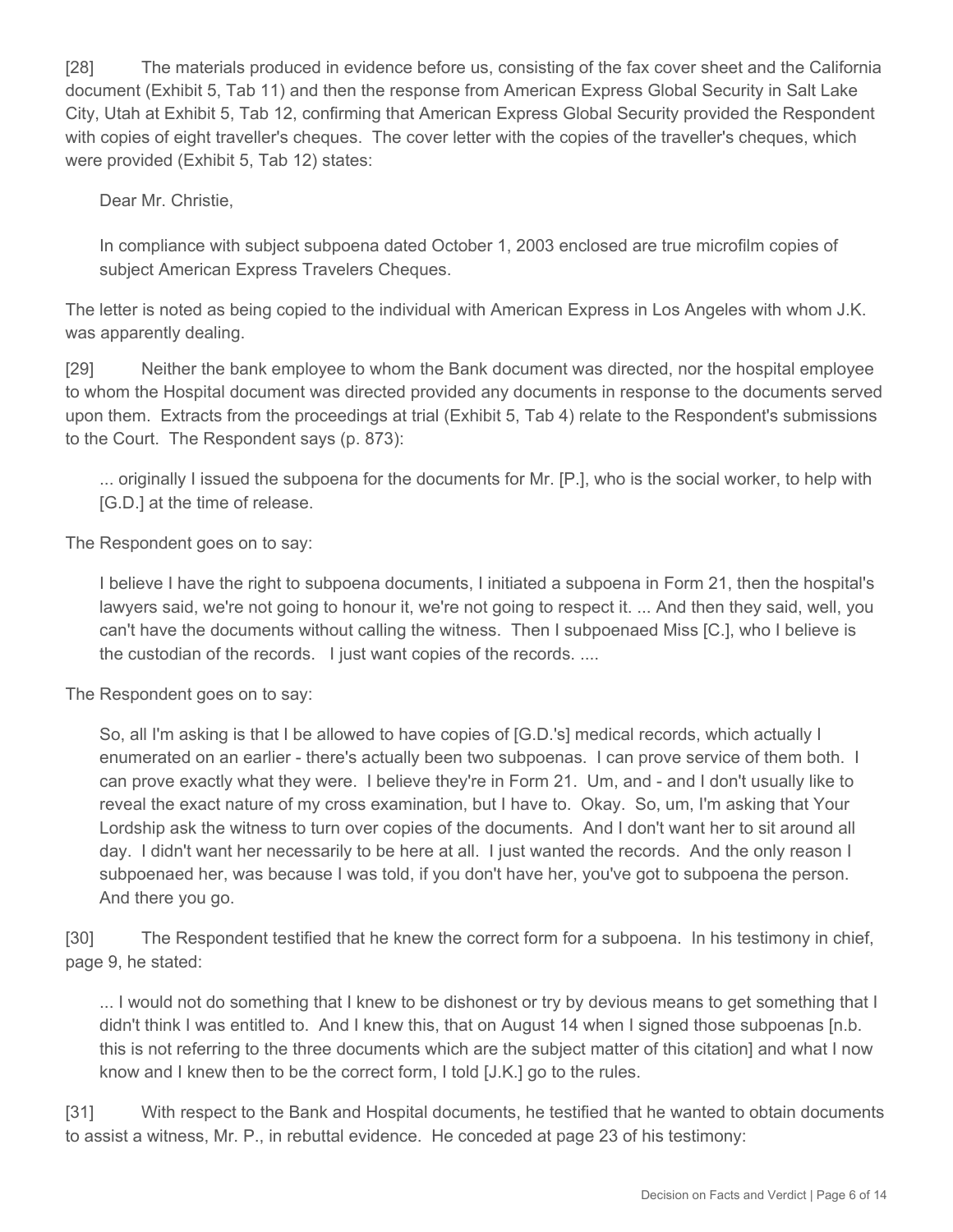[28] The materials produced in evidence before us, consisting of the fax cover sheet and the California document (Exhibit 5, Tab 11) and then the response from American Express Global Security in Salt Lake City, Utah at Exhibit 5, Tab 12, confirming that American Express Global Security provided the Respondent with copies of eight traveller's cheques. The cover letter with the copies of the traveller's cheques, which were provided (Exhibit 5, Tab 12) states:

> Dear Mr. Christie,
>
> In compliance with subject subpoena dated October 1, 2003 enclosed are true microfilm copies of subject American Express Travelers Cheques.

The letter is noted as being copied to the individual with American Express in Los Angeles with whom J.K. was apparently dealing.

[29] Neither the bank employee to whom the Bank document was directed, nor the hospital employee to whom the Hospital document was directed provided any documents in response to the documents served upon them. Extracts from the proceedings at trial (Exhibit 5, Tab 4) relate to the Respondent's submissions to the Court. The Respondent says (p. 873):

> ... originally I issued the subpoena for the documents for Mr. [P.], who is the social worker, to help with [G.D.] at the time of release.

The Respondent goes on to say:

> I believe I have the right to subpoena documents, I initiated a subpoena in Form 21, then the hospital's lawyers said, we're not going to honour it, we're not going to respect it. ... And then they said, well, you can't have the documents without calling the witness. Then I subpoenaed Miss [C.], who I believe is the custodian of the records. I just want copies of the records. ....

The Respondent goes on to say:

> So, all I'm asking is that I be allowed to have copies of [G.D.'s] medical records, which actually I enumerated on an earlier - there's actually been two subpoenas. I can prove service of them both. I can prove exactly what they were. I believe they're in Form 21. Um, and - and I don't usually like to reveal the exact nature of my cross examination, but I have to. Okay. So, um, I'm asking that Your Lordship ask the witness to turn over copies of the documents. And I don't want her to sit around all day. I didn't want her necessarily to be here at all. I just wanted the records. And the only reason I subpoenaed her, was because I was told, if you don't have her, you've got to subpoena the person. And there you go.

[30] The Respondent testified that he knew the correct form for a subpoena. In his testimony in chief, page 9, he stated:

> ... I would not do something that I knew to be dishonest or try by devious means to get something that I didn't think I was entitled to. And I knew this, that on August 14 when I signed those subpoenas [n.b. this is not referring to the three documents which are the subject matter of this citation] and what I now know and I knew then to be the correct form, I told [J.K.] go to the rules.

[31] With respect to the Bank and Hospital documents, he testified that he wanted to obtain documents to assist a witness, Mr. P., in rebuttal evidence. He conceded at page 23 of his testimony: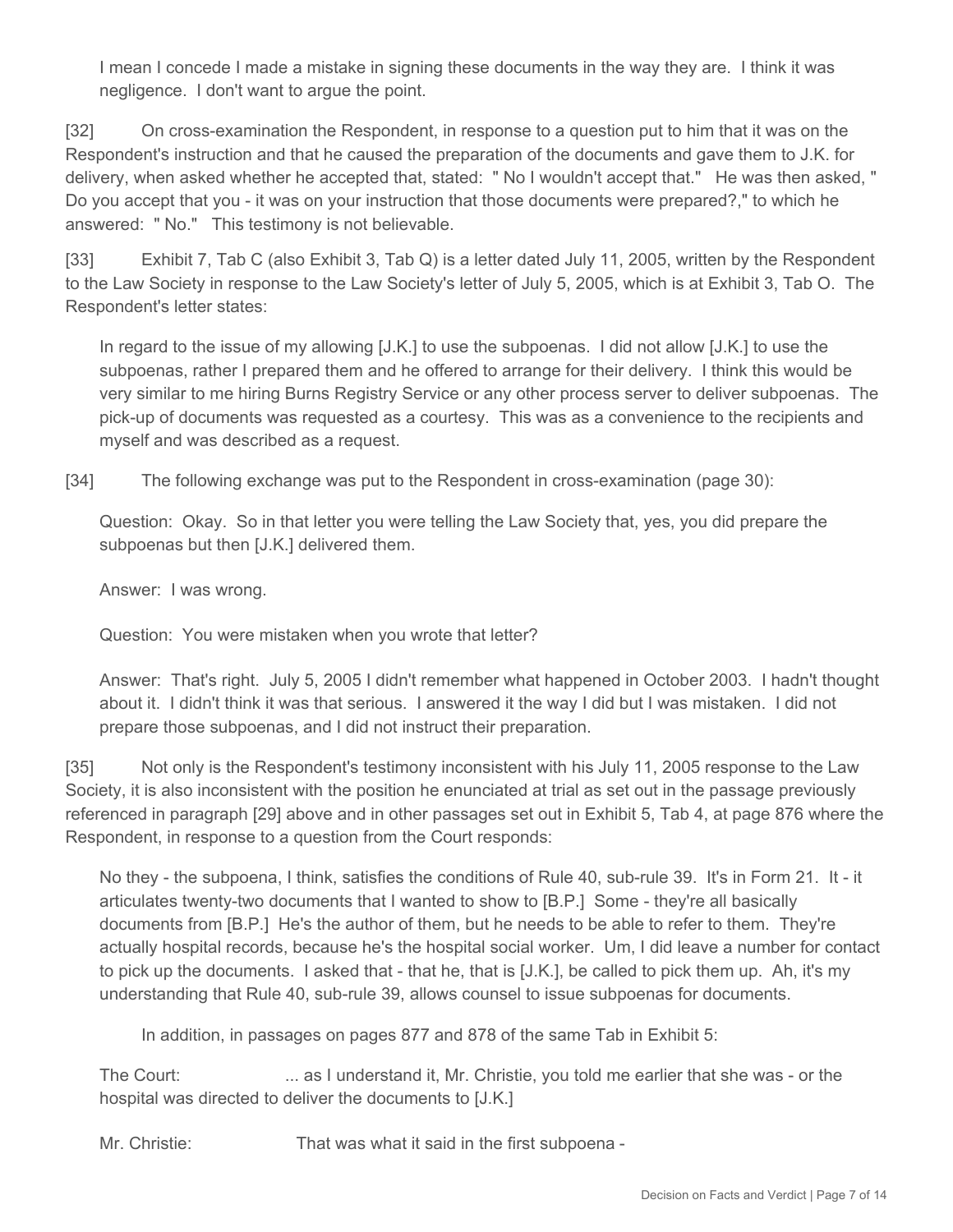I mean I concede I made a mistake in signing these documents in the way they are. I think it was negligence. I don't want to argue the point.

[32] On cross-examination the Respondent, in response to a question put to him that it was on the Respondent's instruction and that he caused the preparation of the documents and gave them to J.K. for delivery, when asked whether he accepted that, stated: " No I wouldn't accept that." He was then asked, " Do you accept that you - it was on your instruction that those documents were prepared?," to which he answered: " No." This testimony is not believable.

[33] Exhibit 7, Tab C (also Exhibit 3, Tab Q) is a letter dated July 11, 2005, written by the Respondent to the Law Society in response to the Law Society's letter of July 5, 2005, which is at Exhibit 3, Tab O. The Respondent's letter states:

> In regard to the issue of my allowing [J.K.] to use the subpoenas. I did not allow [J.K.] to use the subpoenas, rather I prepared them and he offered to arrange for their delivery. I think this would be very similar to me hiring Burns Registry Service or any other process server to deliver subpoenas. The pick-up of documents was requested as a courtesy. This was as a convenience to the recipients and myself and was described as a request.

[34] The following exchange was put to the Respondent in cross-examination (page 30):

> Question: Okay. So in that letter you were telling the Law Society that, yes, you did prepare the subpoenas but then [J.K.] delivered them.
>
> Answer: I was wrong.
>
> Question: You were mistaken when you wrote that letter?
>
> Answer: That's right. July 5, 2005 I didn't remember what happened in October 2003. I hadn't thought about it. I didn't think it was that serious. I answered it the way I did but I was mistaken. I did not prepare those subpoenas, and I did not instruct their preparation.

[35] Not only is the Respondent's testimony inconsistent with his July 11, 2005 response to the Law Society, it is also inconsistent with the position he enunciated at trial as set out in the passage previously referenced in paragraph [29] above and in other passages set out in Exhibit 5, Tab 4, at page 876 where the Respondent, in response to a question from the Court responds:

> No they - the subpoena, I think, satisfies the conditions of Rule 40, sub-rule 39. It's in Form 21. It - it articulates twenty-two documents that I wanted to show to [B.P.] Some - they're all basically documents from [B.P.] He's the author of them, but he needs to be able to refer to them. They're actually hospital records, because he's the hospital social worker. Um, I did leave a number for contact to pick up the documents. I asked that - that he, that is [J.K.], be called to pick them up. Ah, it's my understanding that Rule 40, sub-rule 39, allows counsel to issue subpoenas for documents.

In addition, in passages on pages 877 and 878 of the same Tab in Exhibit 5:

> The Court: ... as I understand it, Mr. Christie, you told me earlier that she was - or the hospital was directed to deliver the documents to [J.K.]
>
> Mr. Christie: That was what it said in the first subpoena -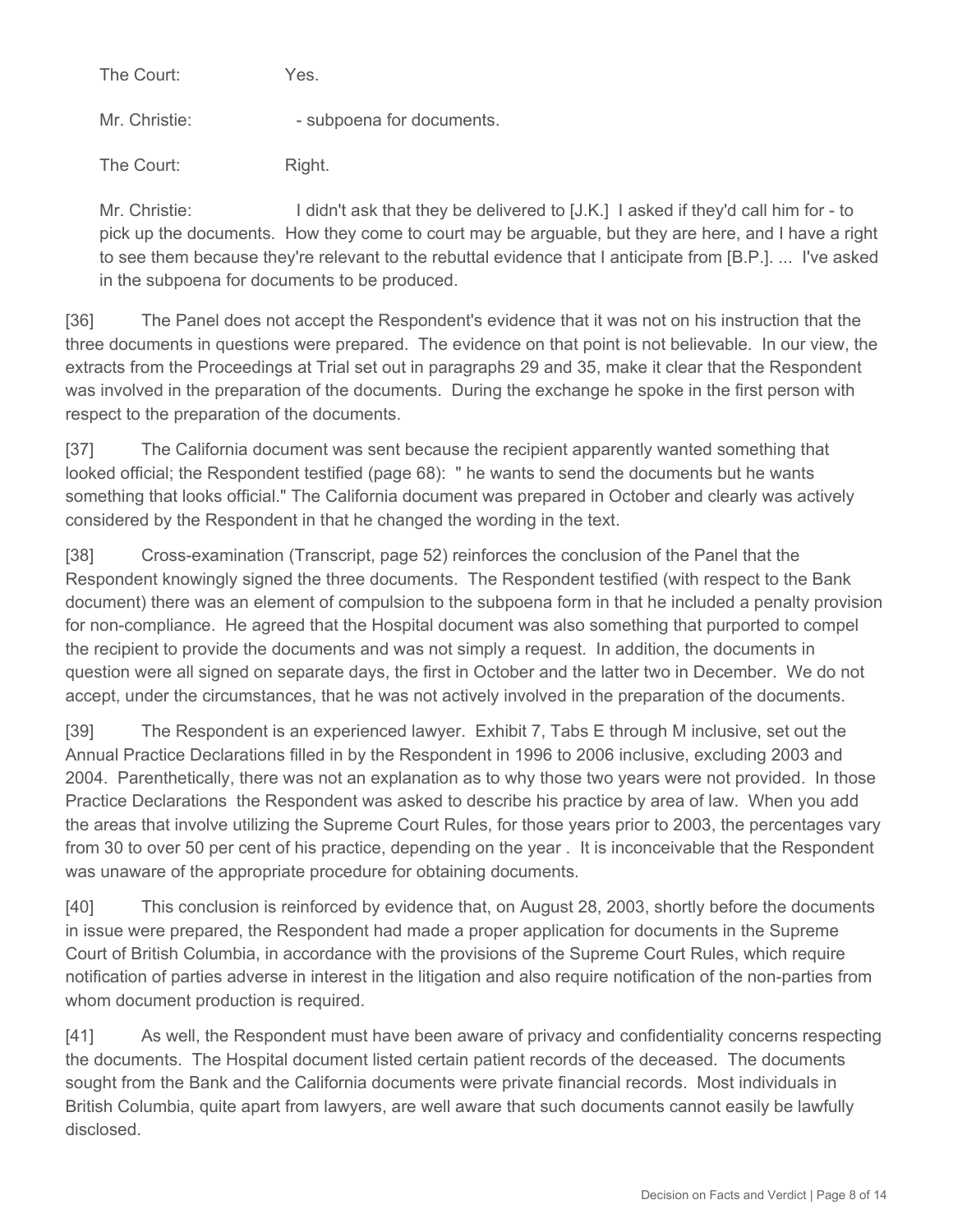The Court: Yes.

Mr. Christie: - subpoena for documents.

The Court: Right.

Mr. Christie: I didn't ask that they be delivered to [J.K.] I asked if they'd call him for - to pick up the documents. How they come to court may be arguable, but they are here, and I have a right to see them because they're relevant to the rebuttal evidence that I anticipate from [B.P.]. ... I've asked in the subpoena for documents to be produced.

[36] The Panel does not accept the Respondent's evidence that it was not on his instruction that the three documents in questions were prepared. The evidence on that point is not believable. In our view, the extracts from the Proceedings at Trial set out in paragraphs 29 and 35, make it clear that the Respondent was involved in the preparation of the documents. During the exchange he spoke in the first person with respect to the preparation of the documents.

[37] The California document was sent because the recipient apparently wanted something that looked official; the Respondent testified (page 68): " he wants to send the documents but he wants something that looks official." The California document was prepared in October and clearly was actively considered by the Respondent in that he changed the wording in the text.

[38] Cross-examination (Transcript, page 52) reinforces the conclusion of the Panel that the Respondent knowingly signed the three documents. The Respondent testified (with respect to the Bank document) there was an element of compulsion to the subpoena form in that he included a penalty provision for non-compliance. He agreed that the Hospital document was also something that purported to compel the recipient to provide the documents and was not simply a request. In addition, the documents in question were all signed on separate days, the first in October and the latter two in December. We do not accept, under the circumstances, that he was not actively involved in the preparation of the documents.

[39] The Respondent is an experienced lawyer. Exhibit 7, Tabs E through M inclusive, set out the Annual Practice Declarations filled in by the Respondent in 1996 to 2006 inclusive, excluding 2003 and 2004. Parenthetically, there was not an explanation as to why those two years were not provided. In those Practice Declarations the Respondent was asked to describe his practice by area of law. When you add the areas that involve utilizing the Supreme Court Rules, for those years prior to 2003, the percentages vary from 30 to over 50 per cent of his practice, depending on the year . It is inconceivable that the Respondent was unaware of the appropriate procedure for obtaining documents.

[40] This conclusion is reinforced by evidence that, on August 28, 2003, shortly before the documents in issue were prepared, the Respondent had made a proper application for documents in the Supreme Court of British Columbia, in accordance with the provisions of the Supreme Court Rules, which require notification of parties adverse in interest in the litigation and also require notification of the non-parties from whom document production is required.

[41] As well, the Respondent must have been aware of privacy and confidentiality concerns respecting the documents. The Hospital document listed certain patient records of the deceased. The documents sought from the Bank and the California documents were private financial records. Most individuals in British Columbia, quite apart from lawyers, are well aware that such documents cannot easily be lawfully disclosed.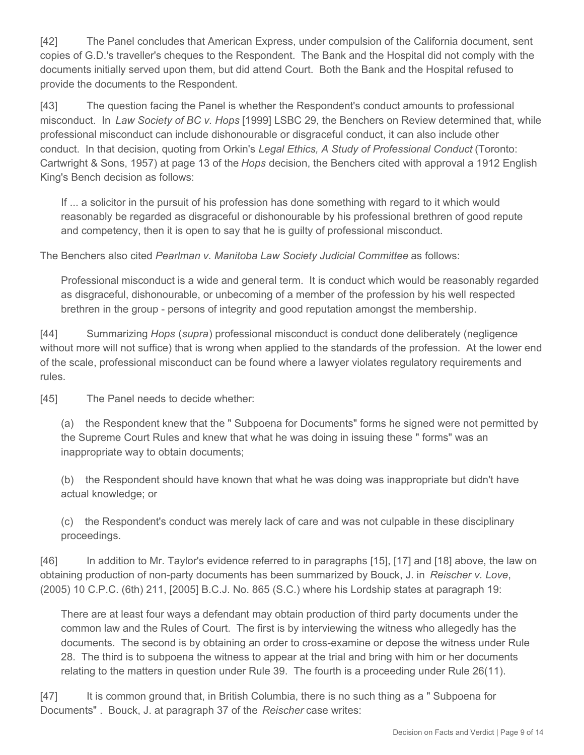[42] The Panel concludes that American Express, under compulsion of the California document, sent copies of G.D.'s traveller's cheques to the Respondent. The Bank and the Hospital did not comply with the documents initially served upon them, but did attend Court. Both the Bank and the Hospital refused to provide the documents to the Respondent.

[43] The question facing the Panel is whether the Respondent's conduct amounts to professional misconduct. In *Law Society of BC v. Hops* [1999] LSBC 29, the Benchers on Review determined that, while professional misconduct can include dishonourable or disgraceful conduct, it can also include other conduct. In that decision, quoting from Orkin's *Legal Ethics, A Study of Professional Conduct* (Toronto: Cartwright & Sons, 1957) at page 13 of the *Hops* decision, the Benchers cited with approval a 1912 English King's Bench decision as follows:

> If ... a solicitor in the pursuit of his profession has done something with regard to it which would reasonably be regarded as disgraceful or dishonourable by his professional brethren of good repute and competency, then it is open to say that he is guilty of professional misconduct.

The Benchers also cited *Pearlman v. Manitoba Law Society Judicial Committee* as follows:

> Professional misconduct is a wide and general term. It is conduct which would be reasonably regarded as disgraceful, dishonourable, or unbecoming of a member of the profession by his well respected brethren in the group - persons of integrity and good reputation amongst the membership.

[44] Summarizing *Hops* (*supra*) professional misconduct is conduct done deliberately (negligence without more will not suffice) that is wrong when applied to the standards of the profession. At the lower end of the scale, professional misconduct can be found where a lawyer violates regulatory requirements and rules.

[45] The Panel needs to decide whether:

> (a) the Respondent knew that the " Subpoena for Documents" forms he signed were not permitted by the Supreme Court Rules and knew that what he was doing in issuing these " forms" was an inappropriate way to obtain documents;
>
> (b) the Respondent should have known that what he was doing was inappropriate but didn't have actual knowledge; or
>
> (c) the Respondent's conduct was merely lack of care and was not culpable in these disciplinary proceedings.

[46] In addition to Mr. Taylor's evidence referred to in paragraphs [15], [17] and [18] above, the law on obtaining production of non-party documents has been summarized by Bouck, J. in *Reischer v. Love*, (2005) 10 C.P.C. (6th) 211, [2005] B.C.J. No. 865 (S.C.) where his Lordship states at paragraph 19:

> There are at least four ways a defendant may obtain production of third party documents under the common law and the Rules of Court. The first is by interviewing the witness who allegedly has the documents. The second is by obtaining an order to cross-examine or depose the witness under Rule 28. The third is to subpoena the witness to appear at the trial and bring with him or her documents relating to the matters in question under Rule 39. The fourth is a proceeding under Rule 26(11).

[47] It is common ground that, in British Columbia, there is no such thing as a " Subpoena for Documents" . Bouck, J. at paragraph 37 of the *Reischer* case writes: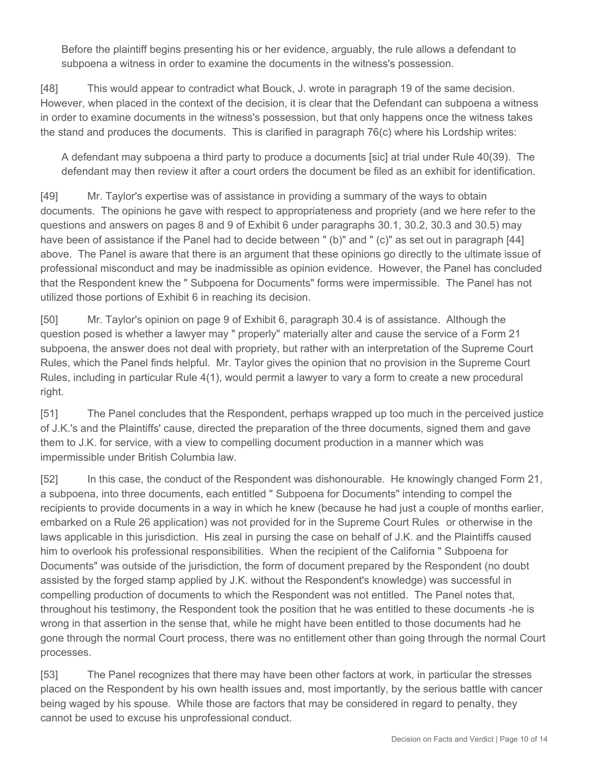> Before the plaintiff begins presenting his or her evidence, arguably, the rule allows a defendant to subpoena a witness in order to examine the documents in the witness's possession.

[48] This would appear to contradict what Bouck, J. wrote in paragraph 19 of the same decision. However, when placed in the context of the decision, it is clear that the Defendant can subpoena a witness in order to examine documents in the witness's possession, but that only happens once the witness takes the stand and produces the documents. This is clarified in paragraph 76(c) where his Lordship writes:

> A defendant may subpoena a third party to produce a documents [sic] at trial under Rule 40(39). The defendant may then review it after a court orders the document be filed as an exhibit for identification.

[49] Mr. Taylor's expertise was of assistance in providing a summary of the ways to obtain documents. The opinions he gave with respect to appropriateness and propriety (and we here refer to the questions and answers on pages 8 and 9 of Exhibit 6 under paragraphs 30.1, 30.2, 30.3 and 30.5) may have been of assistance if the Panel had to decide between " (b)" and " (c)" as set out in paragraph [44] above. The Panel is aware that there is an argument that these opinions go directly to the ultimate issue of professional misconduct and may be inadmissible as opinion evidence. However, the Panel has concluded that the Respondent knew the " Subpoena for Documents" forms were impermissible. The Panel has not utilized those portions of Exhibit 6 in reaching its decision.

[50] Mr. Taylor's opinion on page 9 of Exhibit 6, paragraph 30.4 is of assistance. Although the question posed is whether a lawyer may " properly" materially alter and cause the service of a Form 21 subpoena, the answer does not deal with propriety, but rather with an interpretation of the Supreme Court Rules, which the Panel finds helpful. Mr. Taylor gives the opinion that no provision in the Supreme Court Rules, including in particular Rule 4(1), would permit a lawyer to vary a form to create a new procedural right.

[51] The Panel concludes that the Respondent, perhaps wrapped up too much in the perceived justice of J.K.'s and the Plaintiffs' cause, directed the preparation of the three documents, signed them and gave them to J.K. for service, with a view to compelling document production in a manner which was impermissible under British Columbia law.

[52] In this case, the conduct of the Respondent was dishonourable. He knowingly changed Form 21, a subpoena, into three documents, each entitled " Subpoena for Documents" intending to compel the recipients to provide documents in a way in which he knew (because he had just a couple of months earlier, embarked on a Rule 26 application) was not provided for in the Supreme Court Rules or otherwise in the laws applicable in this jurisdiction. His zeal in pursing the case on behalf of J.K. and the Plaintiffs caused him to overlook his professional responsibilities. When the recipient of the California " Subpoena for Documents" was outside of the jurisdiction, the form of document prepared by the Respondent (no doubt assisted by the forged stamp applied by J.K. without the Respondent's knowledge) was successful in compelling production of documents to which the Respondent was not entitled. The Panel notes that, throughout his testimony, the Respondent took the position that he was entitled to these documents -he is wrong in that assertion in the sense that, while he might have been entitled to those documents had he gone through the normal Court process, there was no entitlement other than going through the normal Court processes.

[53] The Panel recognizes that there may have been other factors at work, in particular the stresses placed on the Respondent by his own health issues and, most importantly, by the serious battle with cancer being waged by his spouse. While those are factors that may be considered in regard to penalty, they cannot be used to excuse his unprofessional conduct.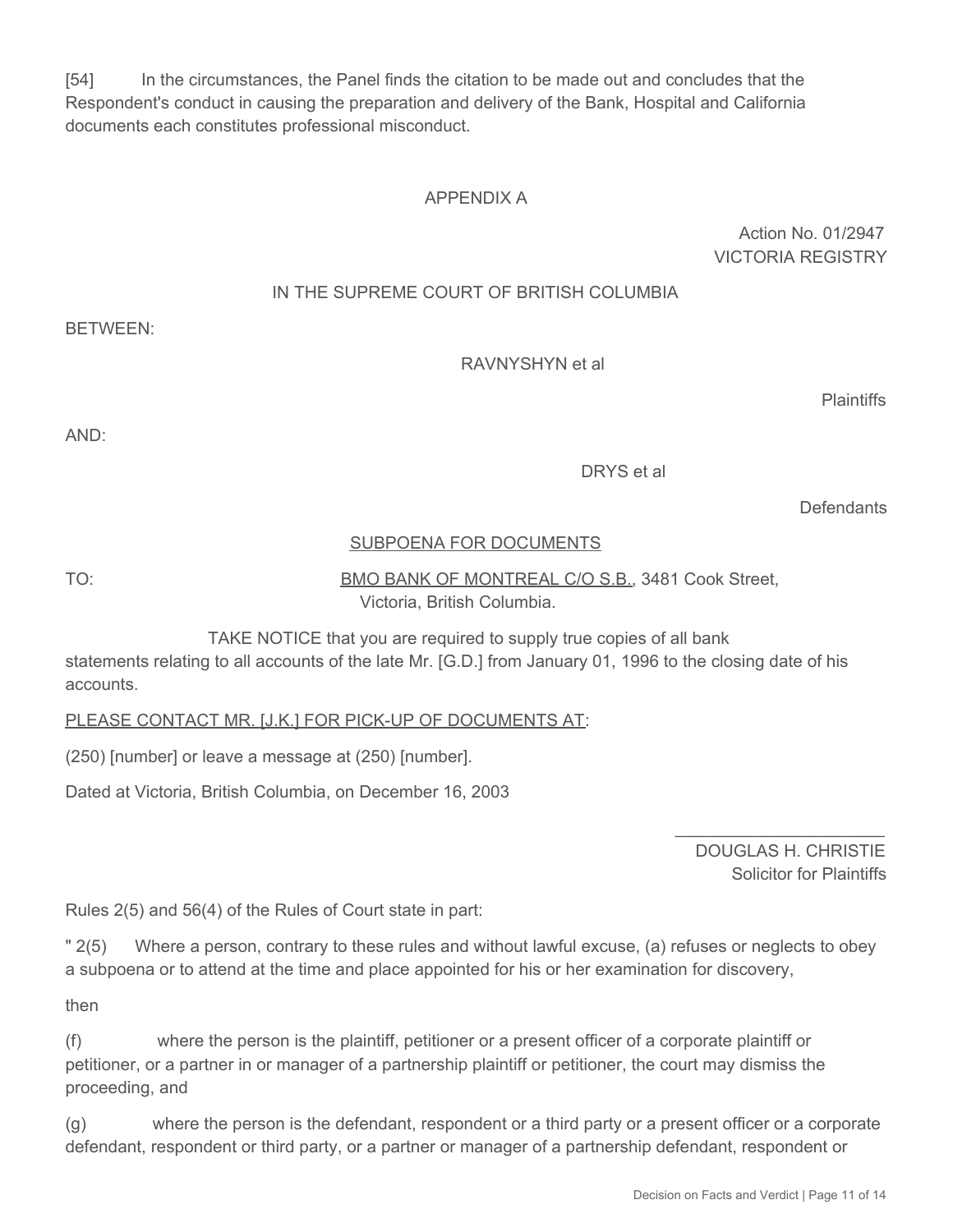[54] In the circumstances, the Panel finds the citation to be made out and concludes that the Respondent's conduct in causing the preparation and delivery of the Bank, Hospital and California documents each constitutes professional misconduct.

## APPENDIX A

Action No. 01/2947
VICTORIA REGISTRY

IN THE SUPREME COURT OF BRITISH COLUMBIA

BETWEEN:

RAVNYSHYN et al

Plaintiffs

AND:

DRYS et al

Defendants

SUBPOENA FOR DOCUMENTS

TO: BMO BANK OF MONTREAL C/O S.B., 3481 Cook Street, Victoria, British Columbia.

TAKE NOTICE that you are required to supply true copies of all bank statements relating to all accounts of the late Mr. [G.D.] from January 01, 1996 to the closing date of his accounts.

PLEASE CONTACT MR. [J.K.] FOR PICK-UP OF DOCUMENTS AT:

(250) [number] or leave a message at (250) [number].

Dated at Victoria, British Columbia, on December 16, 2003

______________________
DOUGLAS H. CHRISTIE
Solicitor for Plaintiffs

Rules 2(5) and 56(4) of the Rules of Court state in part:

" 2(5) Where a person, contrary to these rules and without lawful excuse, (a) refuses or neglects to obey a subpoena or to attend at the time and place appointed for his or her examination for discovery,

then

(f) where the person is the plaintiff, petitioner or a present officer of a corporate plaintiff or petitioner, or a partner in or manager of a partnership plaintiff or petitioner, the court may dismiss the proceeding, and

(g) where the person is the defendant, respondent or a third party or a present officer or a corporate defendant, respondent or third party, or a partner or manager of a partnership defendant, respondent or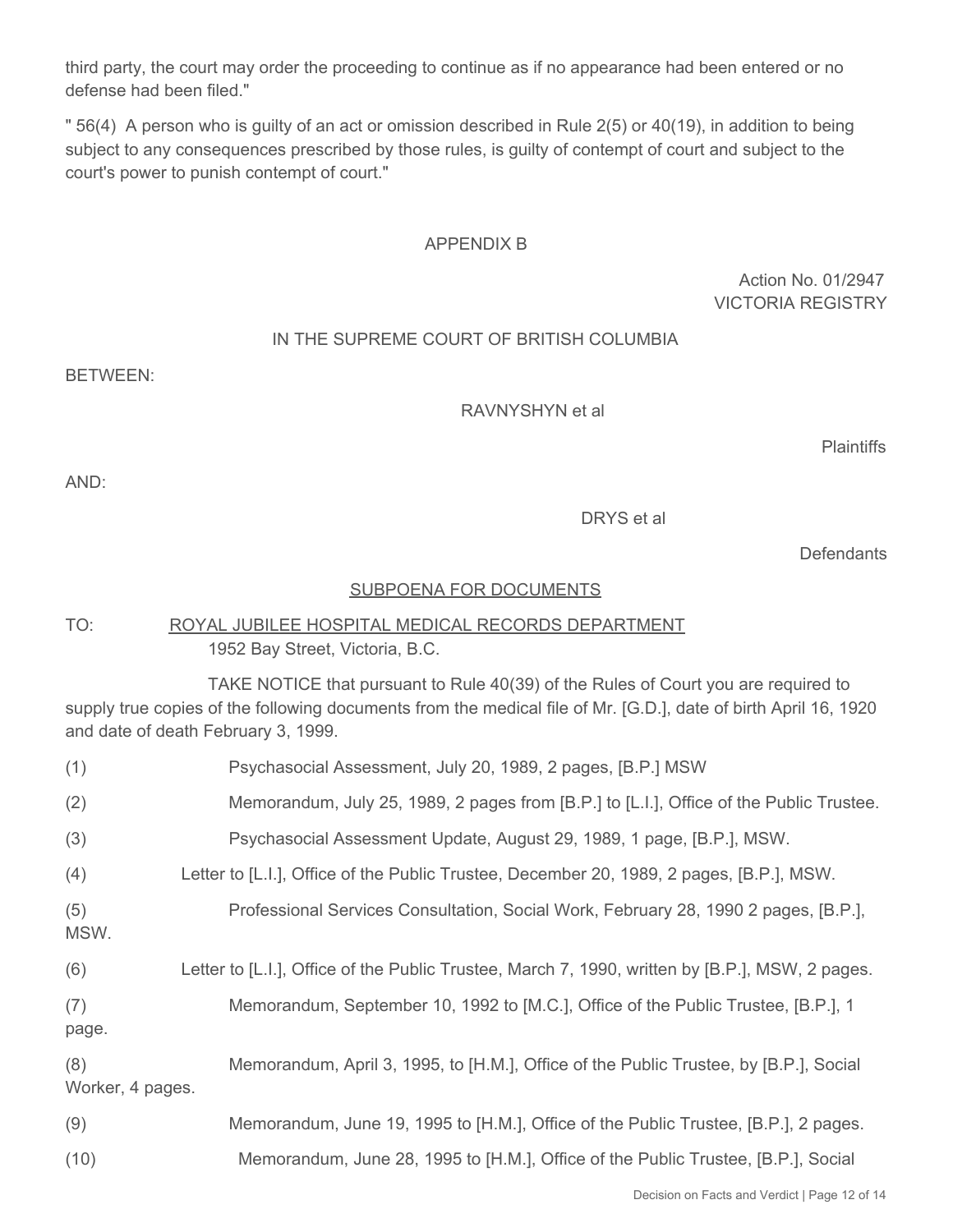third party, the court may order the proceeding to continue as if no appearance had been entered or no defense had been filed."

" 56(4) A person who is guilty of an act or omission described in Rule 2(5) or 40(19), in addition to being subject to any consequences prescribed by those rules, is guilty of contempt of court and subject to the court's power to punish contempt of court."

## APPENDIX B

Action No. 01/2947
VICTORIA REGISTRY

IN THE SUPREME COURT OF BRITISH COLUMBIA

BETWEEN:

RAVNYSHYN et al

Plaintiffs

AND:

DRYS et al

Defendants

SUBPOENA FOR DOCUMENTS

TO: ROYAL JUBILEE HOSPITAL MEDICAL RECORDS DEPARTMENT
1952 Bay Street, Victoria, B.C.

TAKE NOTICE that pursuant to Rule 40(39) of the Rules of Court you are required to supply true copies of the following documents from the medical file of Mr. [G.D.], date of birth April 16, 1920 and date of death February 3, 1999.

(1) Psychasocial Assessment, July 20, 1989, 2 pages, [B.P.] MSW

(2) Memorandum, July 25, 1989, 2 pages from [B.P.] to [L.I.], Office of the Public Trustee.

(3) Psychasocial Assessment Update, August 29, 1989, 1 page, [B.P.], MSW.

(4) Letter to [L.I.], Office of the Public Trustee, December 20, 1989, 2 pages, [B.P.], MSW.

(5) Professional Services Consultation, Social Work, February 28, 1990 2 pages, [B.P.], MSW.

(6) Letter to [L.I.], Office of the Public Trustee, March 7, 1990, written by [B.P.], MSW, 2 pages.

(7) Memorandum, September 10, 1992 to [M.C.], Office of the Public Trustee, [B.P.], 1 page.

(8) Memorandum, April 3, 1995, to [H.M.], Office of the Public Trustee, by [B.P.], Social Worker, 4 pages.

(9) Memorandum, June 19, 1995 to [H.M.], Office of the Public Trustee, [B.P.], 2 pages.

(10) Memorandum, June 28, 1995 to [H.M.], Office of the Public Trustee, [B.P.], Social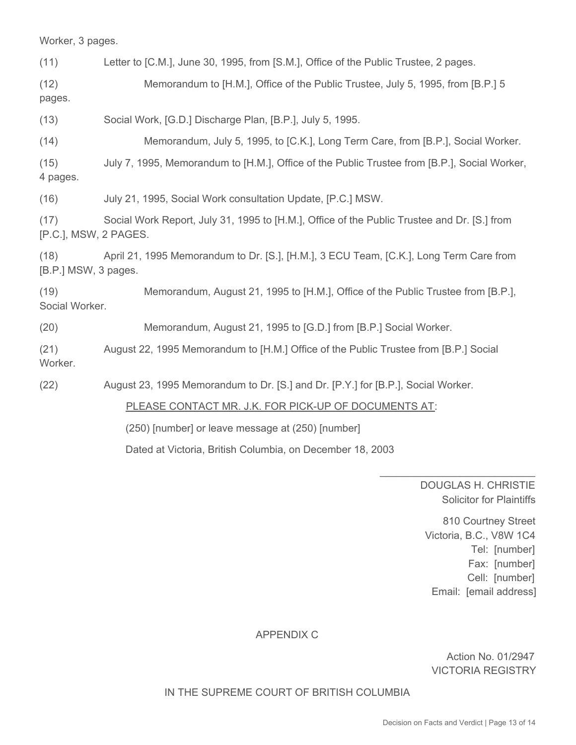Worker, 3 pages.

(11) Letter to [C.M.], June 30, 1995, from [S.M.], Office of the Public Trustee, 2 pages.

(12) Memorandum to [H.M.], Office of the Public Trustee, July 5, 1995, from [B.P.] 5 pages.

(13) Social Work, [G.D.] Discharge Plan, [B.P.], July 5, 1995.

(14) Memorandum, July 5, 1995, to [C.K.], Long Term Care, from [B.P.], Social Worker.

(15) July 7, 1995, Memorandum to [H.M.], Office of the Public Trustee from [B.P.], Social Worker, 4 pages.

(16) July 21, 1995, Social Work consultation Update, [P.C.] MSW.

(17) Social Work Report, July 31, 1995 to [H.M.], Office of the Public Trustee and Dr. [S.] from [P.C.], MSW, 2 PAGES.

(18) April 21, 1995 Memorandum to Dr. [S.], [H.M.], 3 ECU Team, [C.K.], Long Term Care from [B.P.] MSW, 3 pages.

(19) Memorandum, August 21, 1995 to [H.M.], Office of the Public Trustee from [B.P.], Social Worker.

(20) Memorandum, August 21, 1995 to [G.D.] from [B.P.] Social Worker.

(21) August 22, 1995 Memorandum to [H.M.] Office of the Public Trustee from [B.P.] Social Worker.

(22) August 23, 1995 Memorandum to Dr. [S.] and Dr. [P.Y.] for [B.P.], Social Worker.

PLEASE CONTACT MR. J.K. FOR PICK-UP OF DOCUMENTS AT:

(250) [number] or leave message at (250) [number]

Dated at Victoria, British Columbia, on December 18, 2003

\_\_\_\_\_\_\_\_\_\_\_\_\_\_\_\_\_\_\_\_\_\_\_\_\_\_

DOUGLAS H. CHRISTIE
Solicitor for Plaintiffs

810 Courtney Street
Victoria, B.C., V8W 1C4
Tel: [number]
Fax: [number]
Cell: [number]
Email: [email address]

APPENDIX C

Action No. 01/2947
VICTORIA REGISTRY

IN THE SUPREME COURT OF BRITISH COLUMBIA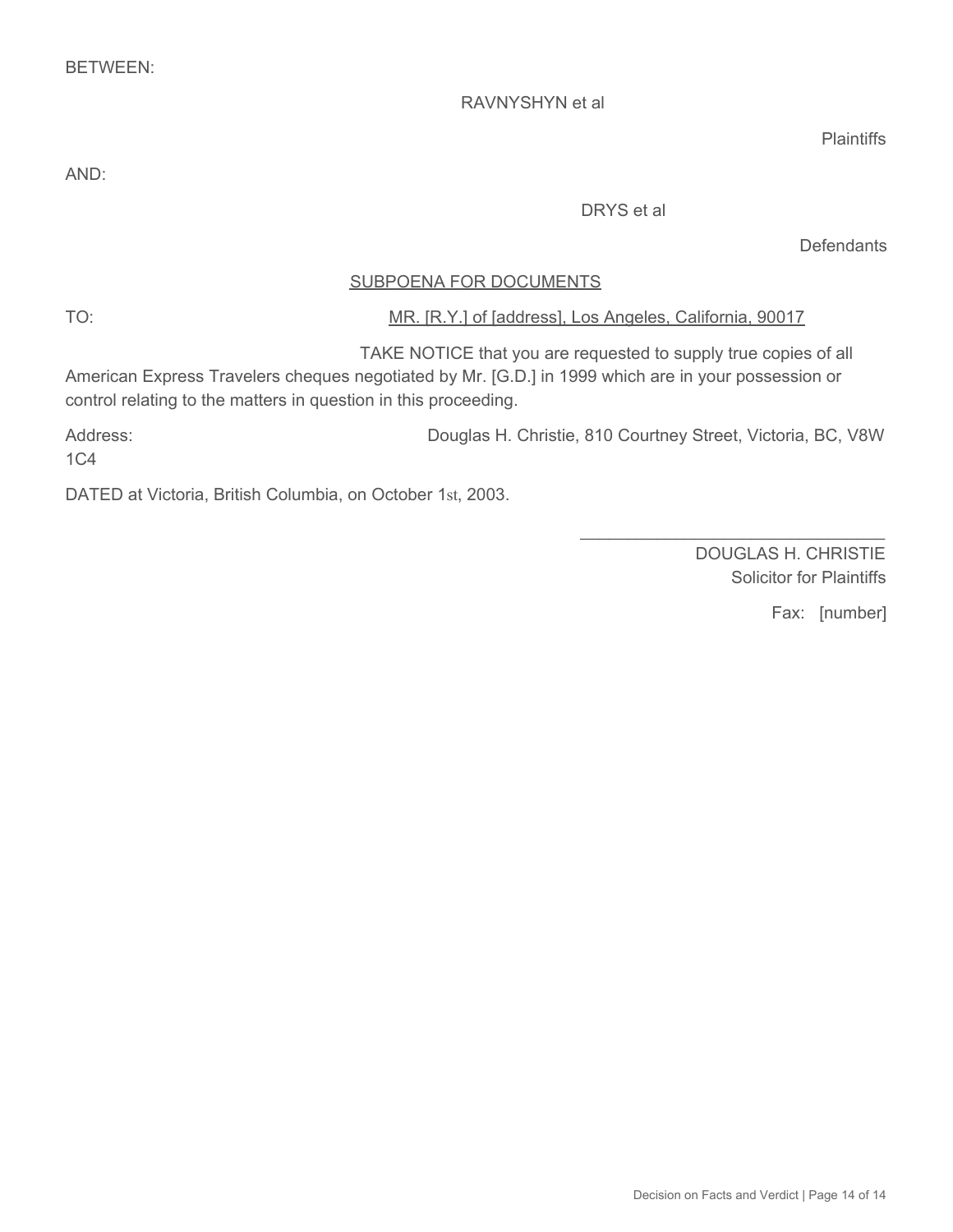BETWEEN:

RAVNYSHYN et al

Plaintiffs

AND:

DRYS et al

Defendants

SUBPOENA FOR DOCUMENTS

TO: MR. [R.Y.] of [address], Los Angeles, California, 90017

TAKE NOTICE that you are requested to supply true copies of all American Express Travelers cheques negotiated by Mr. [G.D.] in 1999 which are in your possession or control relating to the matters in question in this proceeding.

Address: Douglas H. Christie, 810 Courtney Street, Victoria, BC, V8W 1C4

DATED at Victoria, British Columbia, on October 1st, 2003.

\_\_\_\_\_\_\_\_\_\_\_\_\_\_\_\_\_\_\_\_\_\_\_\_\_\_\_\_\_\_\_\_

DOUGLAS H. CHRISTIE
Solicitor for Plaintiffs

Fax: [number]